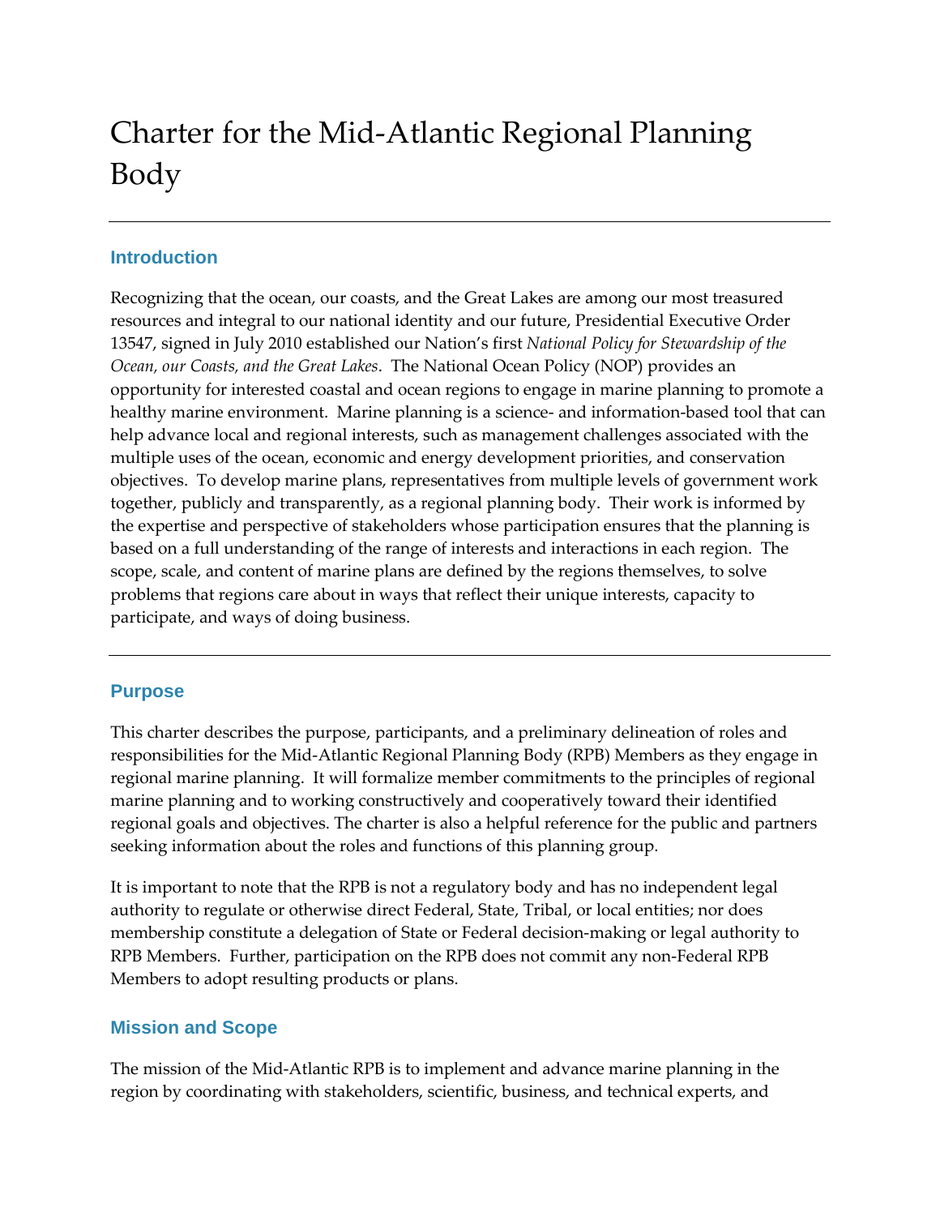# Charter for the Mid-Atlantic Regional Planning Body

---

## Introduction

Recognizing that the ocean, our coasts, and the Great Lakes are among our most treasured resources and integral to our national identity and our future, Presidential Executive Order 13547, signed in July 2010 established our Nation's first *National Policy for Stewardship of the Ocean, our Coasts, and the Great Lakes*. The National Ocean Policy (NOP) provides an opportunity for interested coastal and ocean regions to engage in marine planning to promote a healthy marine environment. Marine planning is a science- and information-based tool that can help advance local and regional interests, such as management challenges associated with the multiple uses of the ocean, economic and energy development priorities, and conservation objectives. To develop marine plans, representatives from multiple levels of government work together, publicly and transparently, as a regional planning body. Their work is informed by the expertise and perspective of stakeholders whose participation ensures that the planning is based on a full understanding of the range of interests and interactions in each region. The scope, scale, and content of marine plans are defined by the regions themselves, to solve problems that regions care about in ways that reflect their unique interests, capacity to participate, and ways of doing business.

---

## Purpose

This charter describes the purpose, participants, and a preliminary delineation of roles and responsibilities for the Mid-Atlantic Regional Planning Body (RPB) Members as they engage in regional marine planning. It will formalize member commitments to the principles of regional marine planning and to working constructively and cooperatively toward their identified regional goals and objectives. The charter is also a helpful reference for the public and partners seeking information about the roles and functions of this planning group.

It is important to note that the RPB is not a regulatory body and has no independent legal authority to regulate or otherwise direct Federal, State, Tribal, or local entities; nor does membership constitute a delegation of State or Federal decision-making or legal authority to RPB Members. Further, participation on the RPB does not commit any non-Federal RPB Members to adopt resulting products or plans.

## Mission and Scope

The mission of the Mid-Atlantic RPB is to implement and advance marine planning in the region by coordinating with stakeholders, scientific, business, and technical experts, and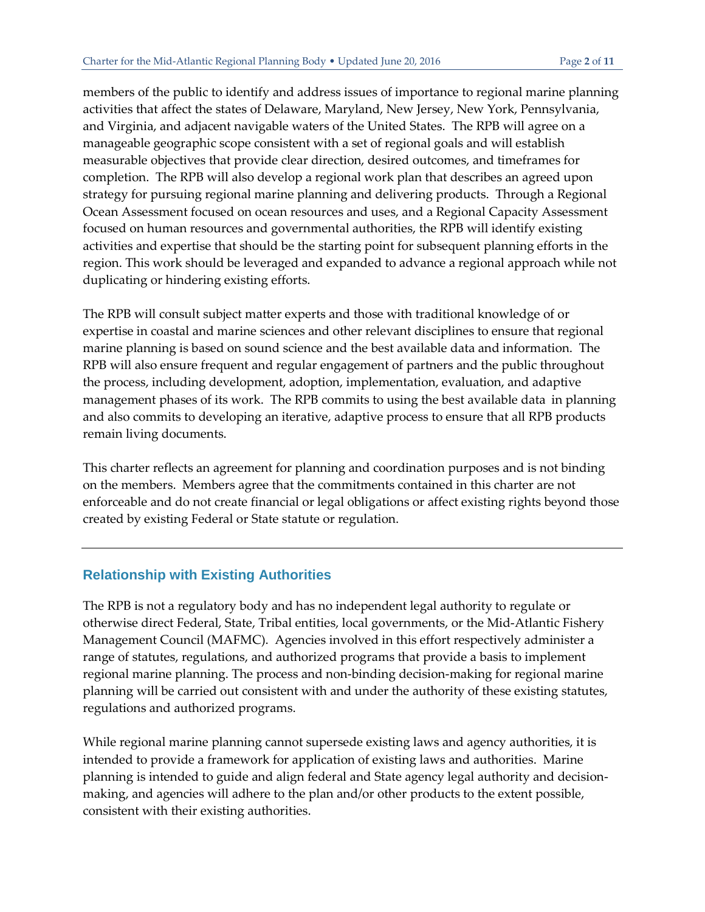members of the public to identify and address issues of importance to regional marine planning activities that affect the states of Delaware, Maryland, New Jersey, New York, Pennsylvania, and Virginia, and adjacent navigable waters of the United States. The RPB will agree on a manageable geographic scope consistent with a set of regional goals and will establish measurable objectives that provide clear direction, desired outcomes, and timeframes for completion. The RPB will also develop a regional work plan that describes an agreed upon strategy for pursuing regional marine planning and delivering products. Through a Regional Ocean Assessment focused on ocean resources and uses, and a Regional Capacity Assessment focused on human resources and governmental authorities, the RPB will identify existing activities and expertise that should be the starting point for subsequent planning efforts in the region. This work should be leveraged and expanded to advance a regional approach while not duplicating or hindering existing efforts.

The RPB will consult subject matter experts and those with traditional knowledge of or expertise in coastal and marine sciences and other relevant disciplines to ensure that regional marine planning is based on sound science and the best available data and information. The RPB will also ensure frequent and regular engagement of partners and the public throughout the process, including development, adoption, implementation, evaluation, and adaptive management phases of its work. The RPB commits to using the best available data in planning and also commits to developing an iterative, adaptive process to ensure that all RPB products remain living documents.

This charter reflects an agreement for planning and coordination purposes and is not binding on the members. Members agree that the commitments contained in this charter are not enforceable and do not create financial or legal obligations or affect existing rights beyond those created by existing Federal or State statute or regulation.

---

## Relationship with Existing Authorities

The RPB is not a regulatory body and has no independent legal authority to regulate or otherwise direct Federal, State, Tribal entities, local governments, or the Mid-Atlantic Fishery Management Council (MAFMC). Agencies involved in this effort respectively administer a range of statutes, regulations, and authorized programs that provide a basis to implement regional marine planning. The process and non-binding decision-making for regional marine planning will be carried out consistent with and under the authority of these existing statutes, regulations and authorized programs.

While regional marine planning cannot supersede existing laws and agency authorities, it is intended to provide a framework for application of existing laws and authorities. Marine planning is intended to guide and align federal and State agency legal authority and decision-making, and agencies will adhere to the plan and/or other products to the extent possible, consistent with their existing authorities.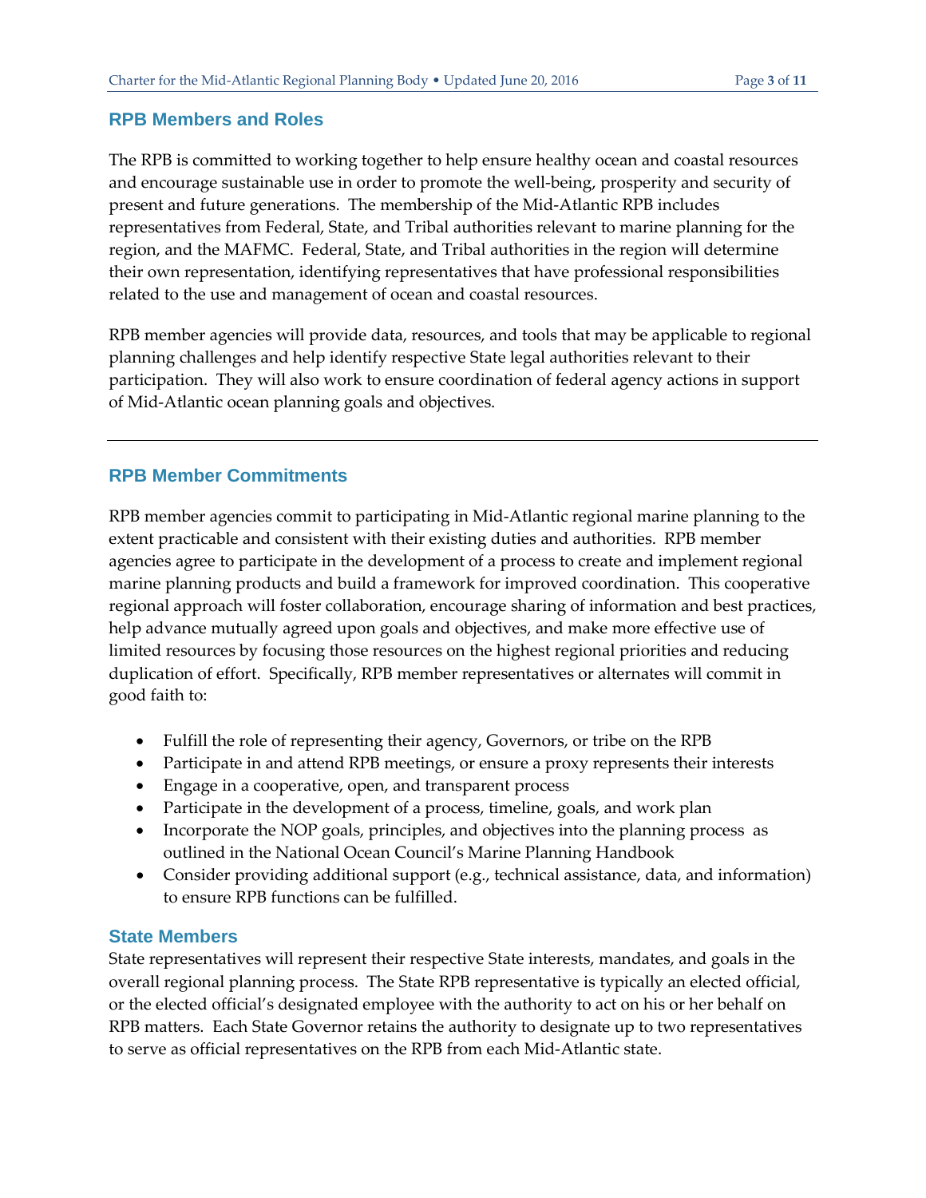## RPB Members and Roles

The RPB is committed to working together to help ensure healthy ocean and coastal resources and encourage sustainable use in order to promote the well-being, prosperity and security of present and future generations. The membership of the Mid-Atlantic RPB includes representatives from Federal, State, and Tribal authorities relevant to marine planning for the region, and the MAFMC. Federal, State, and Tribal authorities in the region will determine their own representation, identifying representatives that have professional responsibilities related to the use and management of ocean and coastal resources.

RPB member agencies will provide data, resources, and tools that may be applicable to regional planning challenges and help identify respective State legal authorities relevant to their participation. They will also work to ensure coordination of federal agency actions in support of Mid-Atlantic ocean planning goals and objectives.

---

## RPB Member Commitments

RPB member agencies commit to participating in Mid-Atlantic regional marine planning to the extent practicable and consistent with their existing duties and authorities. RPB member agencies agree to participate in the development of a process to create and implement regional marine planning products and build a framework for improved coordination. This cooperative regional approach will foster collaboration, encourage sharing of information and best practices, help advance mutually agreed upon goals and objectives, and make more effective use of limited resources by focusing those resources on the highest regional priorities and reducing duplication of effort. Specifically, RPB member representatives or alternates will commit in good faith to:

- Fulfill the role of representing their agency, Governors, or tribe on the RPB
- Participate in and attend RPB meetings, or ensure a proxy represents their interests
- Engage in a cooperative, open, and transparent process
- Participate in the development of a process, timeline, goals, and work plan
- Incorporate the NOP goals, principles, and objectives into the planning process as outlined in the National Ocean Council's Marine Planning Handbook
- Consider providing additional support (e.g., technical assistance, data, and information) to ensure RPB functions can be fulfilled.

### State Members

State representatives will represent their respective State interests, mandates, and goals in the overall regional planning process. The State RPB representative is typically an elected official, or the elected official's designated employee with the authority to act on his or her behalf on RPB matters. Each State Governor retains the authority to designate up to two representatives to serve as official representatives on the RPB from each Mid-Atlantic state.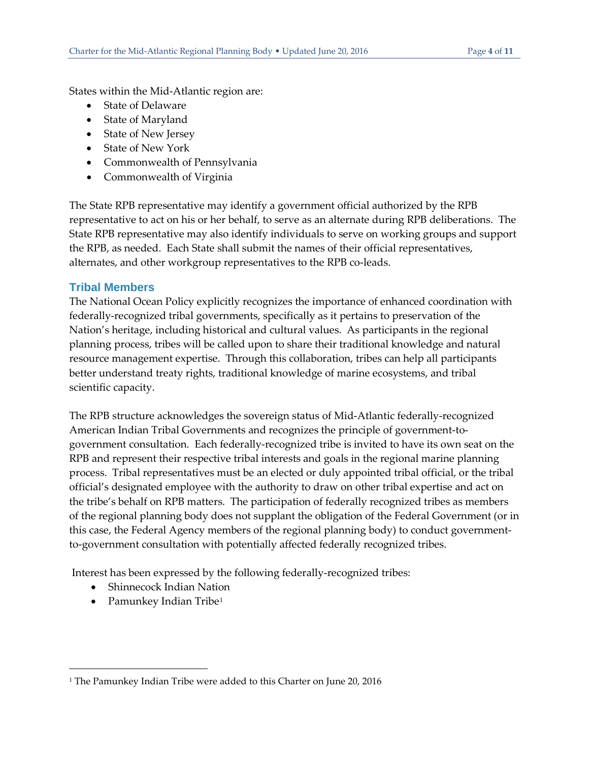States within the Mid-Atlantic region are:

- State of Delaware
- State of Maryland
- State of New Jersey
- State of New York
- Commonwealth of Pennsylvania
- Commonwealth of Virginia

The State RPB representative may identify a government official authorized by the RPB representative to act on his or her behalf, to serve as an alternate during RPB deliberations. The State RPB representative may also identify individuals to serve on working groups and support the RPB, as needed. Each State shall submit the names of their official representatives, alternates, and other workgroup representatives to the RPB co-leads.

### Tribal Members

The National Ocean Policy explicitly recognizes the importance of enhanced coordination with federally-recognized tribal governments, specifically as it pertains to preservation of the Nation's heritage, including historical and cultural values. As participants in the regional planning process, tribes will be called upon to share their traditional knowledge and natural resource management expertise. Through this collaboration, tribes can help all participants better understand treaty rights, traditional knowledge of marine ecosystems, and tribal scientific capacity.

The RPB structure acknowledges the sovereign status of Mid-Atlantic federally-recognized American Indian Tribal Governments and recognizes the principle of government-to-government consultation. Each federally-recognized tribe is invited to have its own seat on the RPB and represent their respective tribal interests and goals in the regional marine planning process. Tribal representatives must be an elected or duly appointed tribal official, or the tribal official's designated employee with the authority to draw on other tribal expertise and act on the tribe's behalf on RPB matters. The participation of federally recognized tribes as members of the regional planning body does not supplant the obligation of the Federal Government (or in this case, the Federal Agency members of the regional planning body) to conduct government-to-government consultation with potentially affected federally recognized tribes.

Interest has been expressed by the following federally-recognized tribes:

- Shinnecock Indian Nation
- Pamunkey Indian Tribe[1]

[1] The Pamunkey Indian Tribe were added to this Charter on June 20, 2016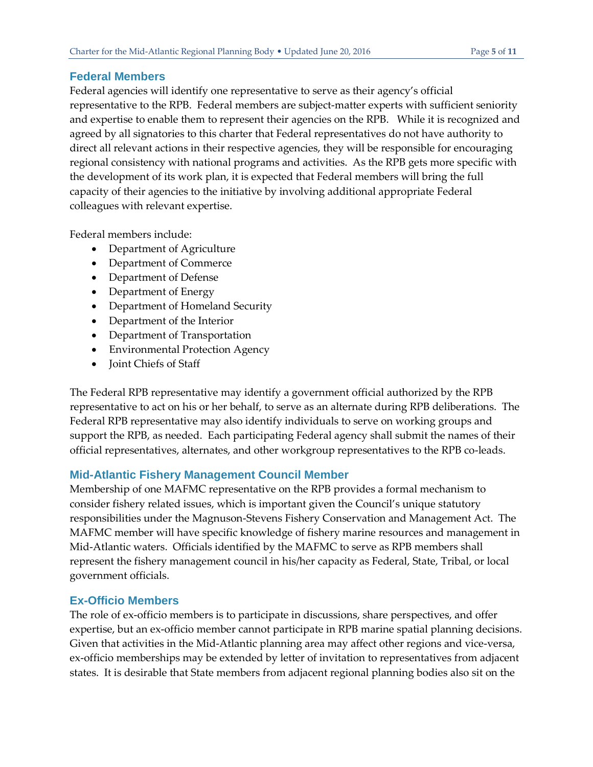## Federal Members

Federal agencies will identify one representative to serve as their agency's official representative to the RPB. Federal members are subject-matter experts with sufficient seniority and expertise to enable them to represent their agencies on the RPB. While it is recognized and agreed by all signatories to this charter that Federal representatives do not have authority to direct all relevant actions in their respective agencies, they will be responsible for encouraging regional consistency with national programs and activities. As the RPB gets more specific with the development of its work plan, it is expected that Federal members will bring the full capacity of their agencies to the initiative by involving additional appropriate Federal colleagues with relevant expertise.

Federal members include:

- Department of Agriculture
- Department of Commerce
- Department of Defense
- Department of Energy
- Department of Homeland Security
- Department of the Interior
- Department of Transportation
- Environmental Protection Agency
- Joint Chiefs of Staff

The Federal RPB representative may identify a government official authorized by the RPB representative to act on his or her behalf, to serve as an alternate during RPB deliberations. The Federal RPB representative may also identify individuals to serve on working groups and support the RPB, as needed. Each participating Federal agency shall submit the names of their official representatives, alternates, and other workgroup representatives to the RPB co-leads.

## Mid-Atlantic Fishery Management Council Member

Membership of one MAFMC representative on the RPB provides a formal mechanism to consider fishery related issues, which is important given the Council's unique statutory responsibilities under the Magnuson-Stevens Fishery Conservation and Management Act. The MAFMC member will have specific knowledge of fishery marine resources and management in Mid-Atlantic waters. Officials identified by the MAFMC to serve as RPB members shall represent the fishery management council in his/her capacity as Federal, State, Tribal, or local government officials.

## Ex-Officio Members

The role of ex-officio members is to participate in discussions, share perspectives, and offer expertise, but an ex-officio member cannot participate in RPB marine spatial planning decisions. Given that activities in the Mid-Atlantic planning area may affect other regions and vice-versa, ex-officio memberships may be extended by letter of invitation to representatives from adjacent states. It is desirable that State members from adjacent regional planning bodies also sit on the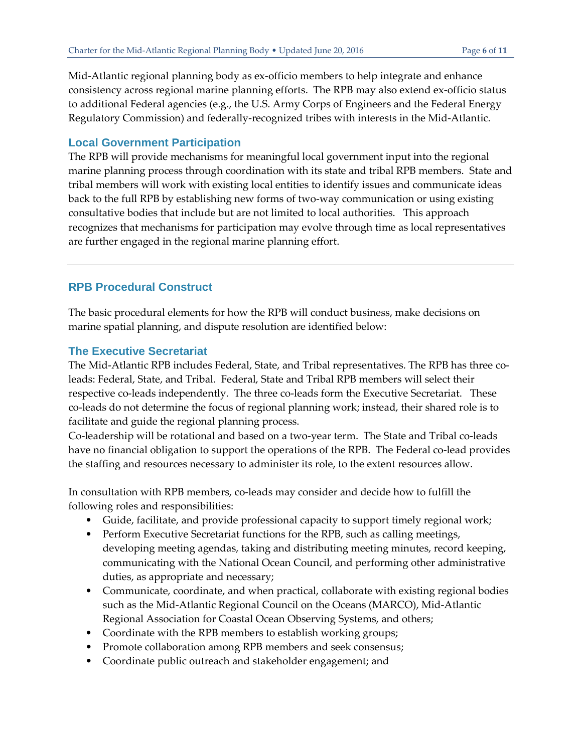Mid-Atlantic regional planning body as ex-officio members to help integrate and enhance consistency across regional marine planning efforts. The RPB may also extend ex-officio status to additional Federal agencies (e.g., the U.S. Army Corps of Engineers and the Federal Energy Regulatory Commission) and federally-recognized tribes with interests in the Mid-Atlantic.

### Local Government Participation

The RPB will provide mechanisms for meaningful local government input into the regional marine planning process through coordination with its state and tribal RPB members. State and tribal members will work with existing local entities to identify issues and communicate ideas back to the full RPB by establishing new forms of two-way communication or using existing consultative bodies that include but are not limited to local authorities. This approach recognizes that mechanisms for participation may evolve through time as local representatives are further engaged in the regional marine planning effort.

---

## RPB Procedural Construct

The basic procedural elements for how the RPB will conduct business, make decisions on marine spatial planning, and dispute resolution are identified below:

### The Executive Secretariat

The Mid-Atlantic RPB includes Federal, State, and Tribal representatives. The RPB has three co-leads: Federal, State, and Tribal. Federal, State and Tribal RPB members will select their respective co-leads independently. The three co-leads form the Executive Secretariat. These co-leads do not determine the focus of regional planning work; instead, their shared role is to facilitate and guide the regional planning process.

Co-leadership will be rotational and based on a two-year term. The State and Tribal co-leads have no financial obligation to support the operations of the RPB. The Federal co-lead provides the staffing and resources necessary to administer its role, to the extent resources allow.

In consultation with RPB members, co-leads may consider and decide how to fulfill the following roles and responsibilities:

- Guide, facilitate, and provide professional capacity to support timely regional work;
- Perform Executive Secretariat functions for the RPB, such as calling meetings, developing meeting agendas, taking and distributing meeting minutes, record keeping, communicating with the National Ocean Council, and performing other administrative duties, as appropriate and necessary;
- Communicate, coordinate, and when practical, collaborate with existing regional bodies such as the Mid-Atlantic Regional Council on the Oceans (MARCO), Mid-Atlantic Regional Association for Coastal Ocean Observing Systems, and others;
- Coordinate with the RPB members to establish working groups;
- Promote collaboration among RPB members and seek consensus;
- Coordinate public outreach and stakeholder engagement; and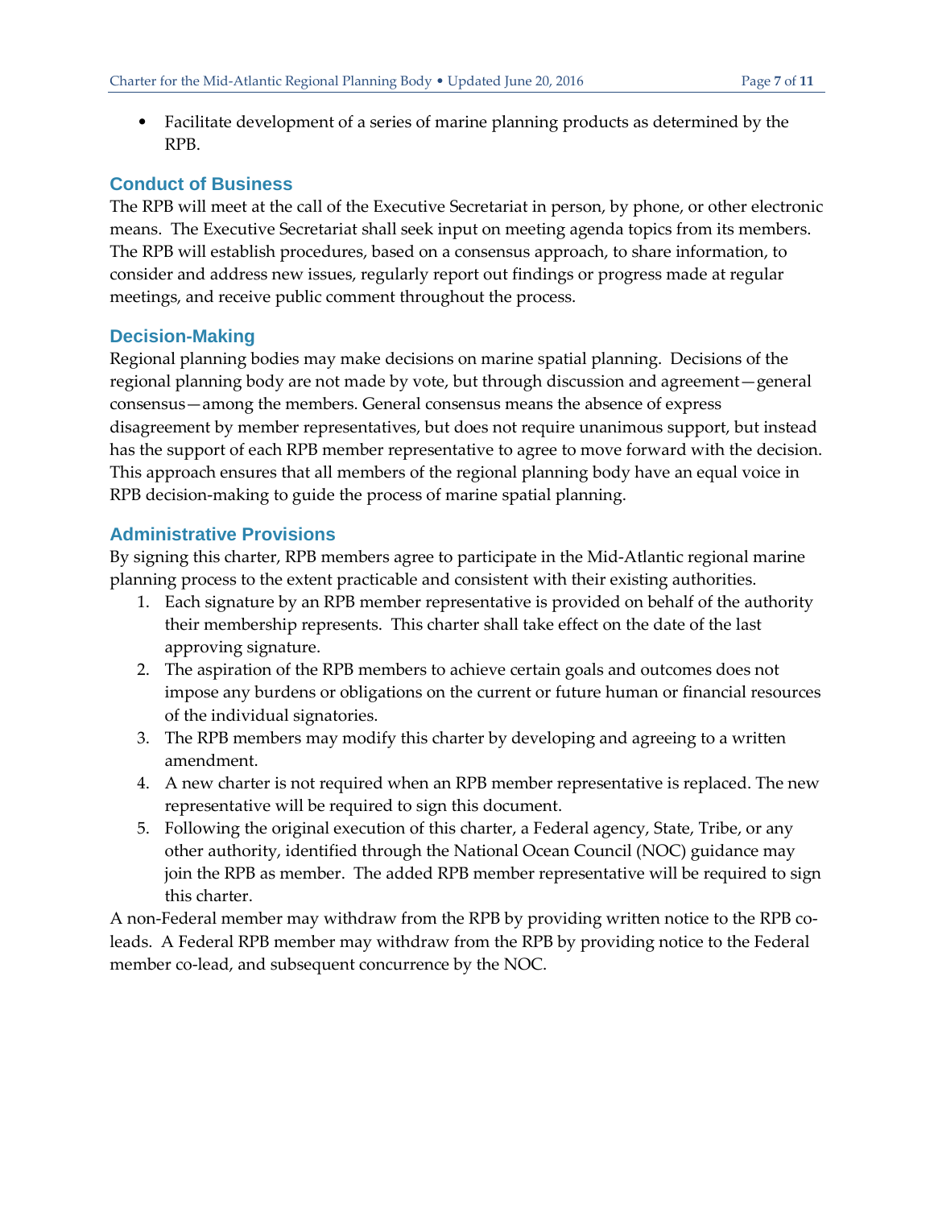- Facilitate development of a series of marine planning products as determined by the RPB.

## Conduct of Business

The RPB will meet at the call of the Executive Secretariat in person, by phone, or other electronic means. The Executive Secretariat shall seek input on meeting agenda topics from its members. The RPB will establish procedures, based on a consensus approach, to share information, to consider and address new issues, regularly report out findings or progress made at regular meetings, and receive public comment throughout the process.

## Decision-Making

Regional planning bodies may make decisions on marine spatial planning. Decisions of the regional planning body are not made by vote, but through discussion and agreement—general consensus—among the members. General consensus means the absence of express disagreement by member representatives, but does not require unanimous support, but instead has the support of each RPB member representative to agree to move forward with the decision. This approach ensures that all members of the regional planning body have an equal voice in RPB decision-making to guide the process of marine spatial planning.

## Administrative Provisions

By signing this charter, RPB members agree to participate in the Mid-Atlantic regional marine planning process to the extent practicable and consistent with their existing authorities.

1. Each signature by an RPB member representative is provided on behalf of the authority their membership represents. This charter shall take effect on the date of the last approving signature.
2. The aspiration of the RPB members to achieve certain goals and outcomes does not impose any burdens or obligations on the current or future human or financial resources of the individual signatories.
3. The RPB members may modify this charter by developing and agreeing to a written amendment.
4. A new charter is not required when an RPB member representative is replaced. The new representative will be required to sign this document.
5. Following the original execution of this charter, a Federal agency, State, Tribe, or any other authority, identified through the National Ocean Council (NOC) guidance may join the RPB as member. The added RPB member representative will be required to sign this charter.

A non-Federal member may withdraw from the RPB by providing written notice to the RPB co-leads. A Federal RPB member may withdraw from the RPB by providing notice to the Federal member co-lead, and subsequent concurrence by the NOC.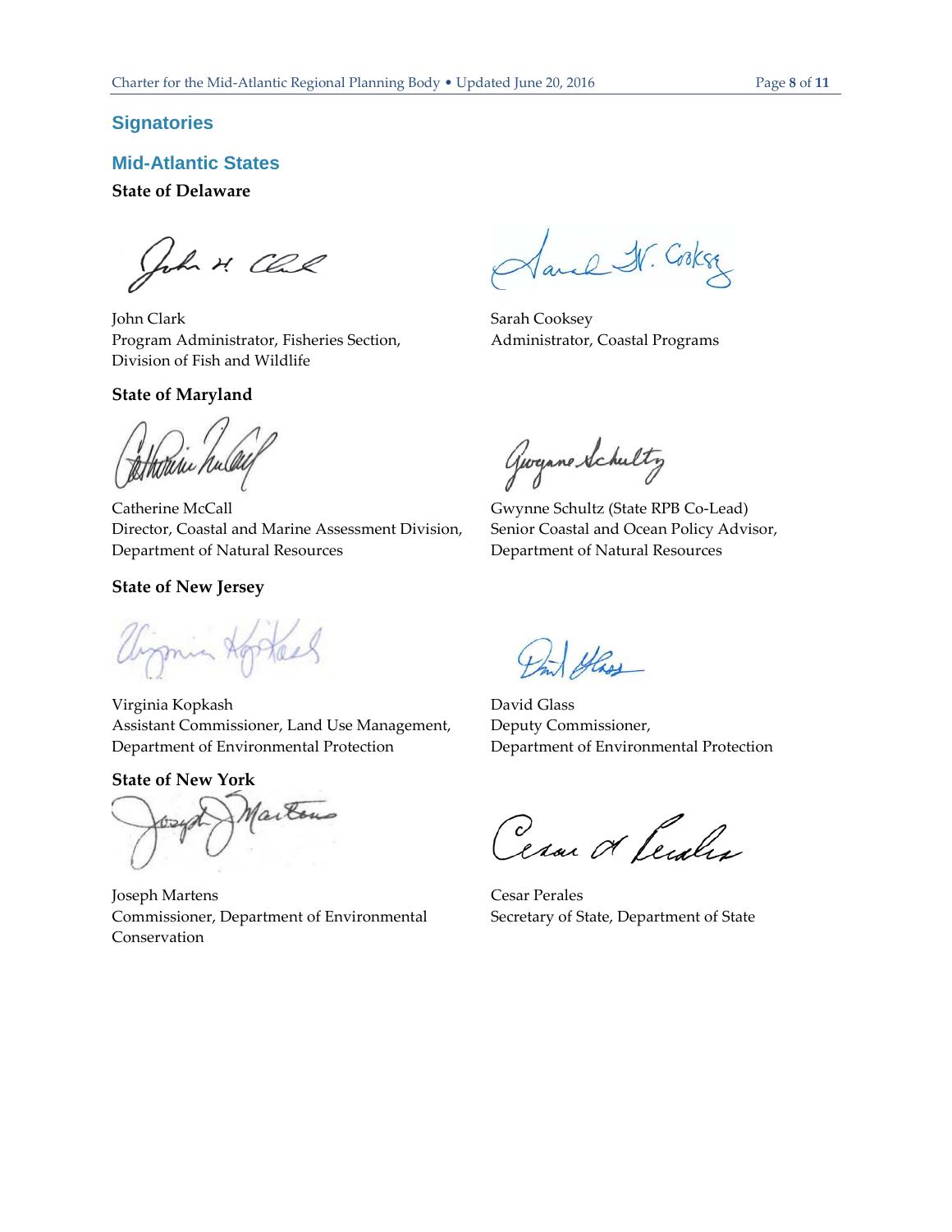## Signatories

### Mid-Atlantic States

**State of Delaware**

John Clark
Program Administrator, Fisheries Section,
Division of Fish and Wildlife

Sarah Cooksey
Administrator, Coastal Programs

**State of Maryland**

Catherine McCall
Director, Coastal and Marine Assessment Division,
Department of Natural Resources

Gwynne Schultz (State RPB Co-Lead)
Senior Coastal and Ocean Policy Advisor,
Department of Natural Resources

**State of New Jersey**

Virginia Kopkash
Assistant Commissioner, Land Use Management,
Department of Environmental Protection

David Glass
Deputy Commissioner,
Department of Environmental Protection

**State of New York**

Joseph Martens
Commissioner, Department of Environmental
Conservation

Cesar Perales
Secretary of State, Department of State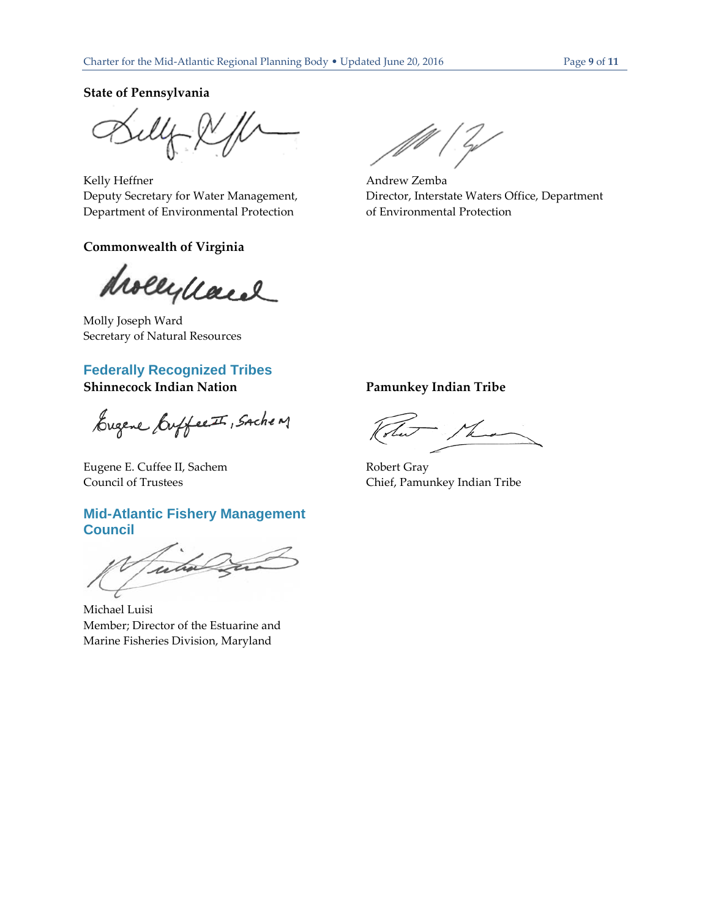**State of Pennsylvania**

Kelly Heffner
Deputy Secretary for Water Management,
Department of Environmental Protection

Andrew Zemba
Director, Interstate Waters Office, Department of Environmental Protection

**Commonwealth of Virginia**

Molly Joseph Ward
Secretary of Natural Resources

## Federally Recognized Tribes

**Shinnecock Indian Nation**

Eugene E. Cuffee II, Sachem
Council of Trustees

**Pamunkey Indian Tribe**

Robert Gray
Chief, Pamunkey Indian Tribe

## Mid-Atlantic Fishery Management Council

Michael Luisi
Member; Director of the Estuarine and Marine Fisheries Division, Maryland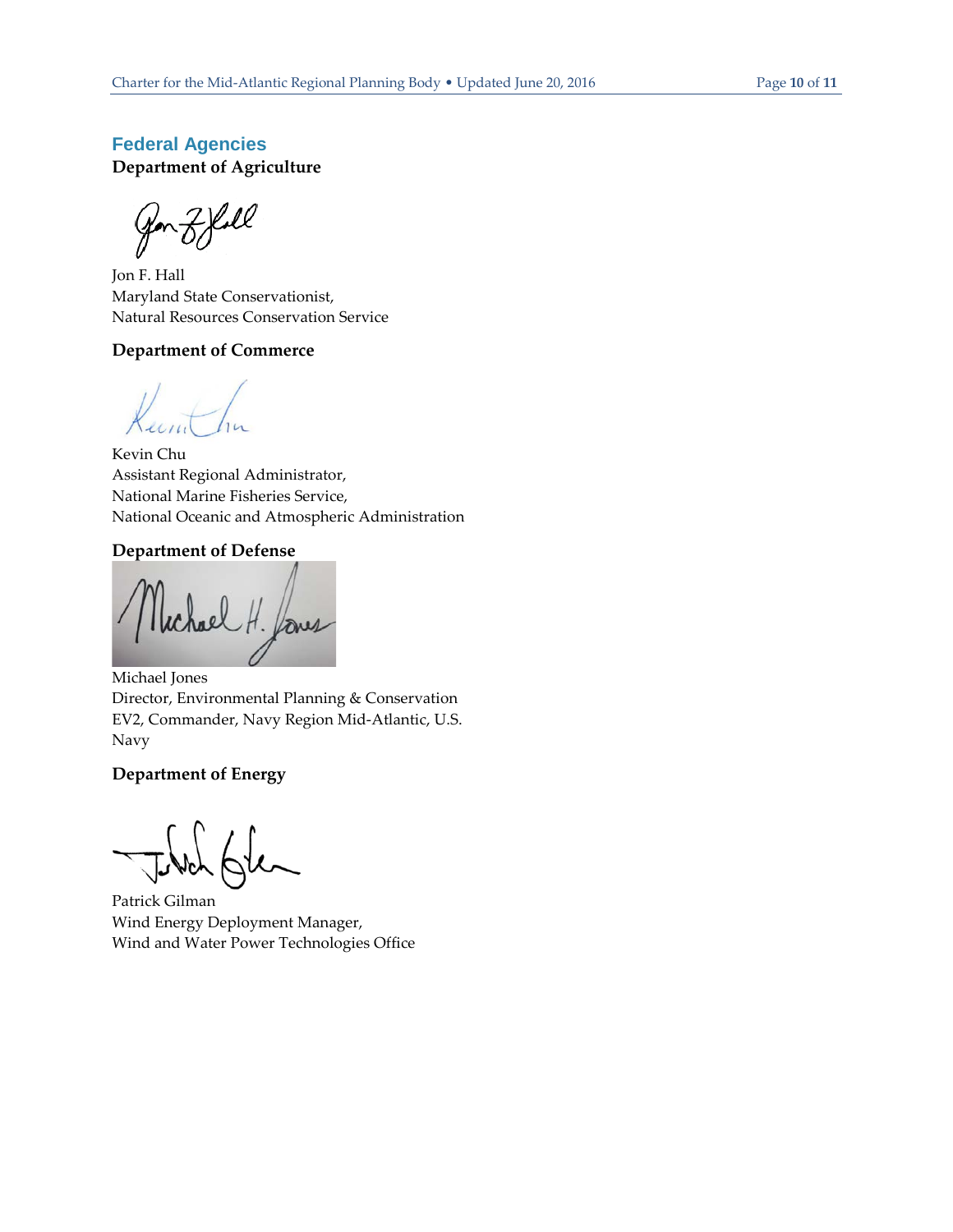## Federal Agencies

**Department of Agriculture**

Jon F. Hall
Maryland State Conservationist,
Natural Resources Conservation Service

**Department of Commerce**

Kevin Chu
Assistant Regional Administrator,
National Marine Fisheries Service,
National Oceanic and Atmospheric Administration

**Department of Defense**

Michael Jones
Director, Environmental Planning & Conservation
EV2, Commander, Navy Region Mid-Atlantic, U.S.
Navy

**Department of Energy**

Patrick Gilman
Wind Energy Deployment Manager,
Wind and Water Power Technologies Office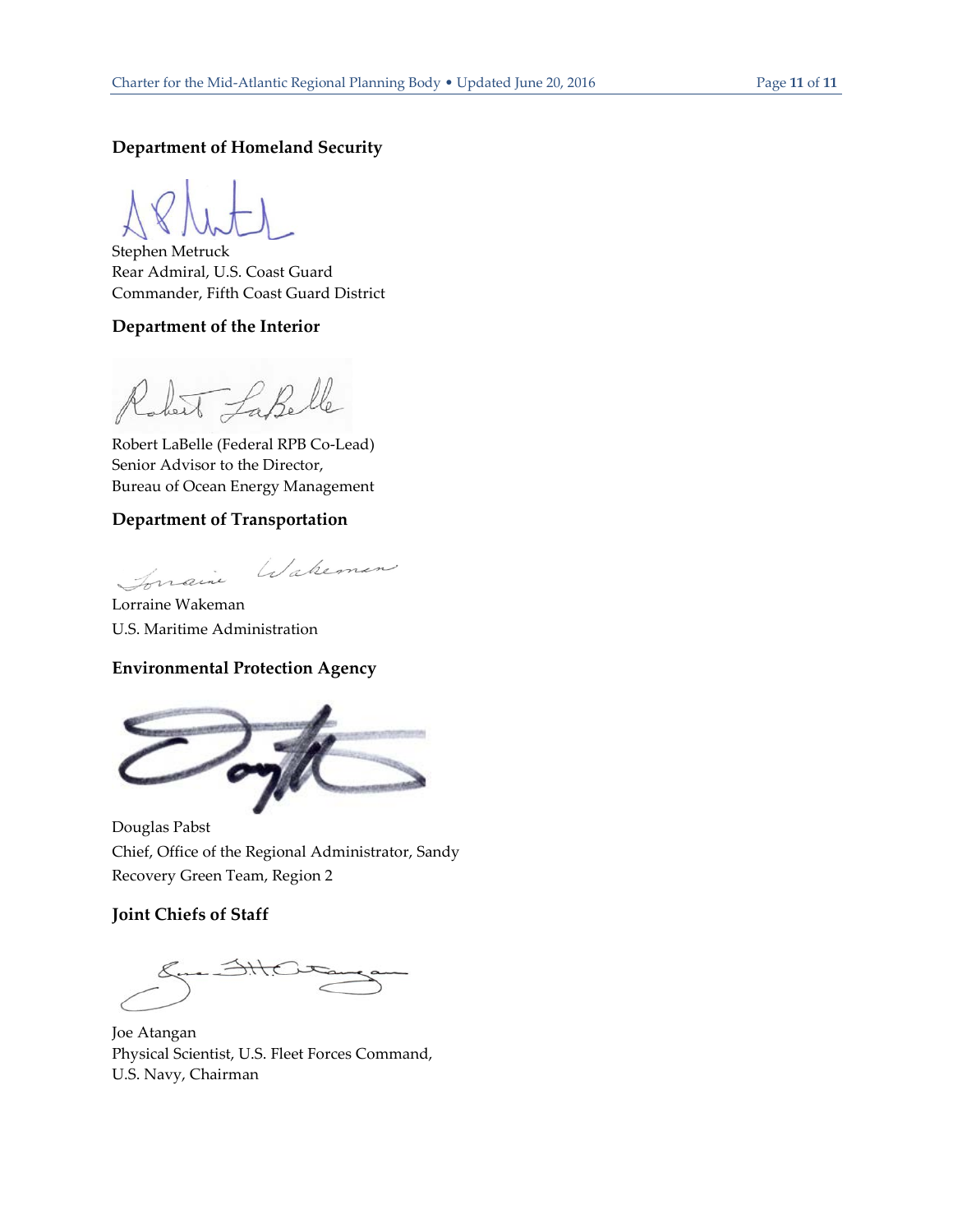**Department of Homeland Security**

Stephen Metruck
Rear Admiral, U.S. Coast Guard
Commander, Fifth Coast Guard District

**Department of the Interior**

Robert LaBelle (Federal RPB Co-Lead)
Senior Advisor to the Director,
Bureau of Ocean Energy Management

**Department of Transportation**

Lorraine Wakeman
U.S. Maritime Administration

**Environmental Protection Agency**

Douglas Pabst
Chief, Office of the Regional Administrator, Sandy Recovery Green Team, Region 2

**Joint Chiefs of Staff**

Joe Atangan
Physical Scientist, U.S. Fleet Forces Command,
U.S. Navy, Chairman